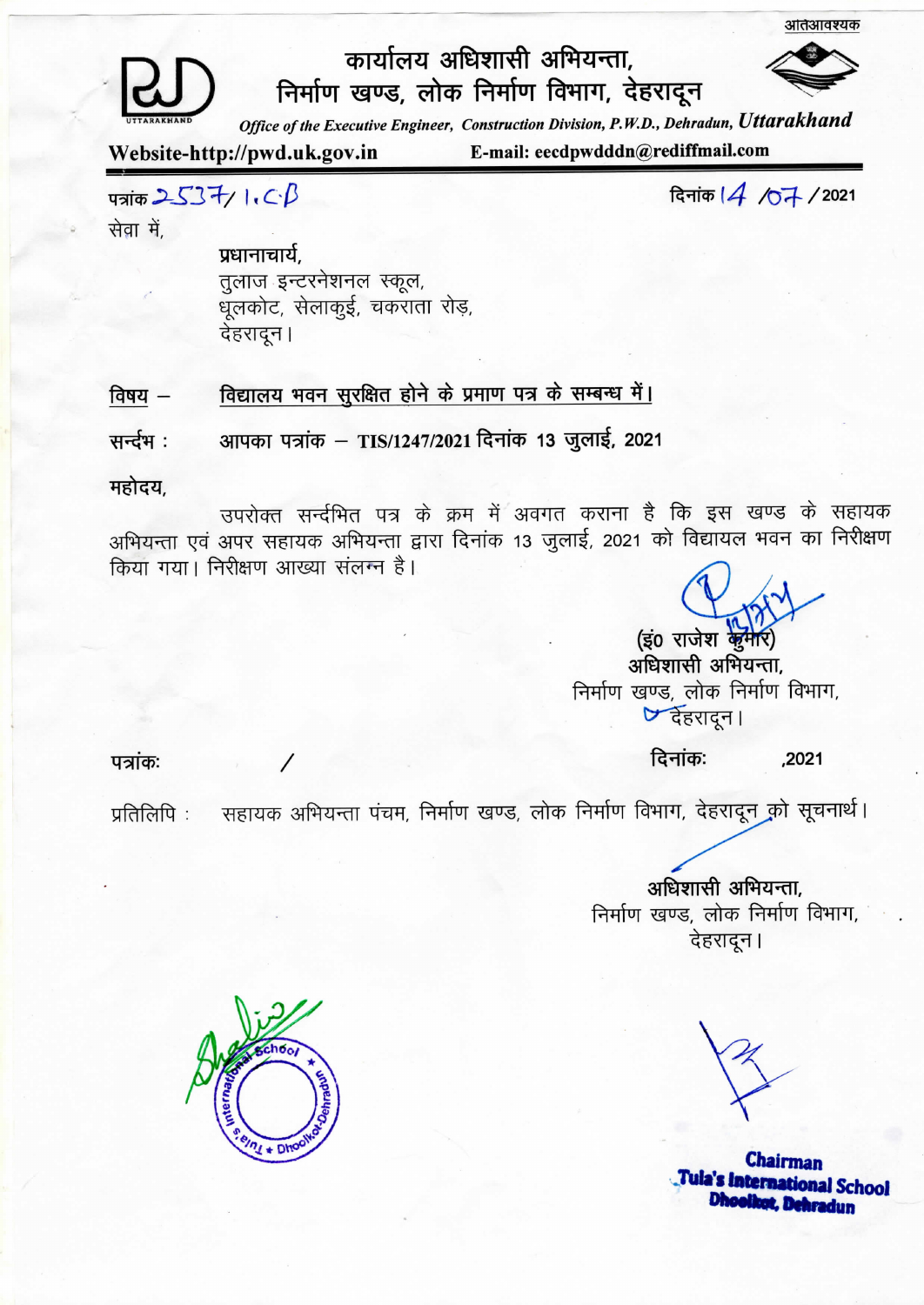आतआवश्यक

# कार्यालय अधिशासी अभियन्ता,
## निर्माण खण्ड, लोक निर्माण विभाग, देहरादून

*Office of the Executive Engineer, Construction Division, P.W.D., Dehradun, Uttarakhand*

**Website-http://pwd.uk.gov.in** **E-mail: eecdpwdddn@rediffmail.com**

पत्रांक 2537/ I.C.B दिनांक 14 /07 /2021

सेवा में,

**प्रधानाचार्य,**
तुलाज इन्टरनेशनल स्कूल,
धूलकोट, सेलाकुई, चकराता रोड़,
देहरादून।

**विषय –** **विद्यालय भवन सुरक्षित होने के प्रमाण पत्र के सम्बन्ध में।**

**सन्दर्भ :** **आपका पत्रांक – TIS/1247/2021 दिनांक 13 जुलाई, 2021**

**महोदय,**

उपरोक्त सन्दर्भित पत्र के क्रम में अवगत कराना है कि इस खण्ड के सहायक अभियन्ता एवं अपर सहायक अभियन्ता द्वारा दिनांक 13 जुलाई, 2021 को विद्यायल भवन का निरीक्षण किया गया। निरीक्षण आख्या संलग्न है।

(इं0 राजेश कुमार)
**अधिशासी अभियन्ता,**
निर्माण खण्ड, लोक निर्माण विभाग,
देहरादून।

पत्रांक: / दिनांक: ,2021

प्रतिलिपि : सहायक अभियन्ता पंचम, निर्माण खण्ड, लोक निर्माण विभाग, देहरादून को सूचनार्थ।

**अधिशासी अभियन्ता,**
निर्माण खण्ड, लोक निर्माण विभाग,
देहरादून।

Tula's International School ★ Dhoolkot-Dehradun

**Chairman**
**Tula's International School**
**Dhoolkot, Dehradun**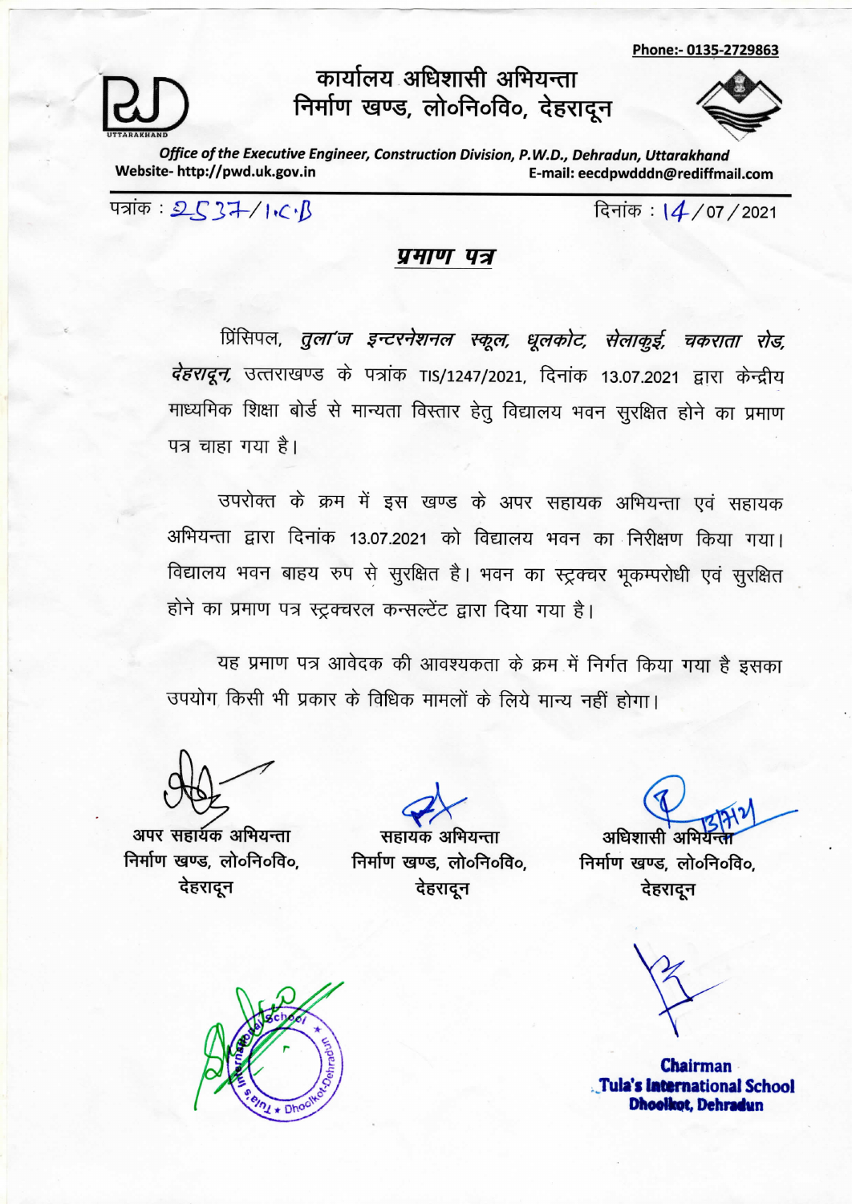Phone:- 0135-2729863

# कार्यालय अधिशासी अभियन्ता
# निर्माण खण्ड, लो०नि०वि०, देहरादून

*Office of the Executive Engineer, Construction Division, P.W.D., Dehradun, Uttarakhand*

Website- http://pwd.uk.gov.in

E-mail: eecdpwdddn@rediffmail.com

पत्रांक : 2537/1.C.B

दिनांक : 14/07/2021

## *प्रमाण पत्र*

प्रिंसिपल, *तुला'ज इन्टरनेशनल स्कूल, धूलकोट, सेलाकुई, चकराता रोड, देहरादून,* उत्तराखण्ड के पत्रांक TIS/1247/2021, दिनांक 13.07.2021 द्वारा केन्द्रीय माध्यमिक शिक्षा बोर्ड से मान्यता विस्तार हेतु विद्यालय भवन सुरक्षित होने का प्रमाण पत्र चाहा गया है।

उपरोक्त के क्रम में इस खण्ड के अपर सहायक अभियन्ता एवं सहायक अभियन्ता द्वारा दिनांक 13.07.2021 को विद्यालय भवन का निरीक्षण किया गया। विद्यालय भवन बाहय रुप से सुरक्षित है। भवन का स्ट्रक्चर भूकम्परोधी एवं सुरक्षित होने का प्रमाण पत्र स्ट्रक्चरल कन्सल्टेंट द्वारा दिया गया है।

यह प्रमाण पत्र आवेदक की आवश्यकता के क्रम में निर्गत किया गया है इसका उपयोग किसी भी प्रकार के विधिक मामलों के लिये मान्य नहीं होगा।

अपर सहायक अभियन्ता
निर्माण खण्ड, लो०नि०वि०,
देहरादून

सहायक अभियन्ता
निर्माण खण्ड, लो०नि०वि०,
देहरादून

अधिशासी अभियन्ता
निर्माण खण्ड, लो०नि०वि०,
देहरादून

**Chairman**
**Tula's International School**
**Dhoolkot, Dehradun**